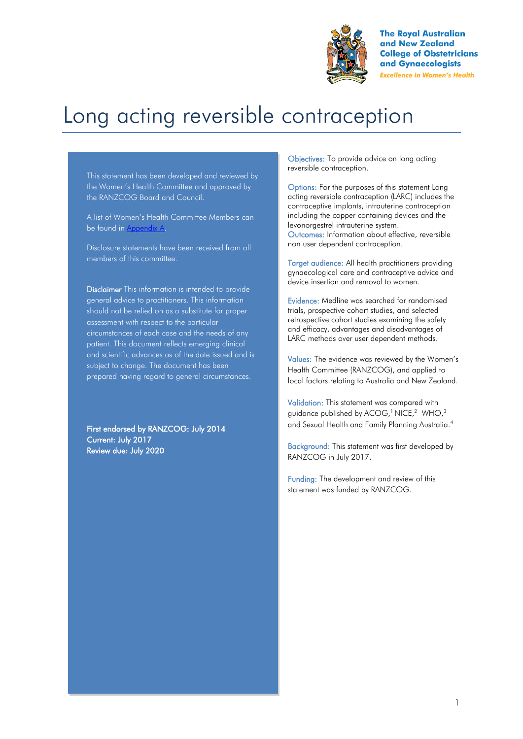The Royal Australian and New Zealand College of Obstetricians and Gynaecologists

*Excellence in Women's Health*

# Long acting reversible contraception

This statement has been developed and reviewed by the Women's Health Committee and approved by the RANZCOG Board and Council.

A list of Women's Health Committee Members can be found in Appendix A.

Disclosure statements have been received from all members of this committee.

**Disclaimer** This information is intended to provide general advice to practitioners. This information should not be relied on as a substitute for proper assessment with respect to the particular circumstances of each case and the needs of any patient. This document reflects emerging clinical and scientific advances as of the date issued and is subject to change. The document has been prepared having regard to general circumstances.

**First endorsed by RANZCOG: July 2014**
**Current: July 2017**
**Review due: July 2020**

Objectives: To provide advice on long acting reversible contraception.

Options: For the purposes of this statement Long acting reversible contraception (LARC) includes the contraceptive implants, intrauterine contraception including the copper containing devices and the levonorgestrel intrauterine system.

Outcomes: Information about effective, reversible non user dependent contraception.

Target audience: All health practitioners providing gynaecological care and contraceptive advice and device insertion and removal to women.

Evidence: Medline was searched for randomised trials, prospective cohort studies, and selected retrospective cohort studies examining the safety and efficacy, advantages and disadvantages of LARC methods over user dependent methods.

Values: The evidence was reviewed by the Women's Health Committee (RANZCOG), and applied to local factors relating to Australia and New Zealand.

Validation: This statement was compared with guidance published by ACOG,[1] NICE,[2] WHO,[3] and Sexual Health and Family Planning Australia.[4]

Background: This statement was first developed by RANZCOG in July 2017.

Funding: The development and review of this statement was funded by RANZCOG.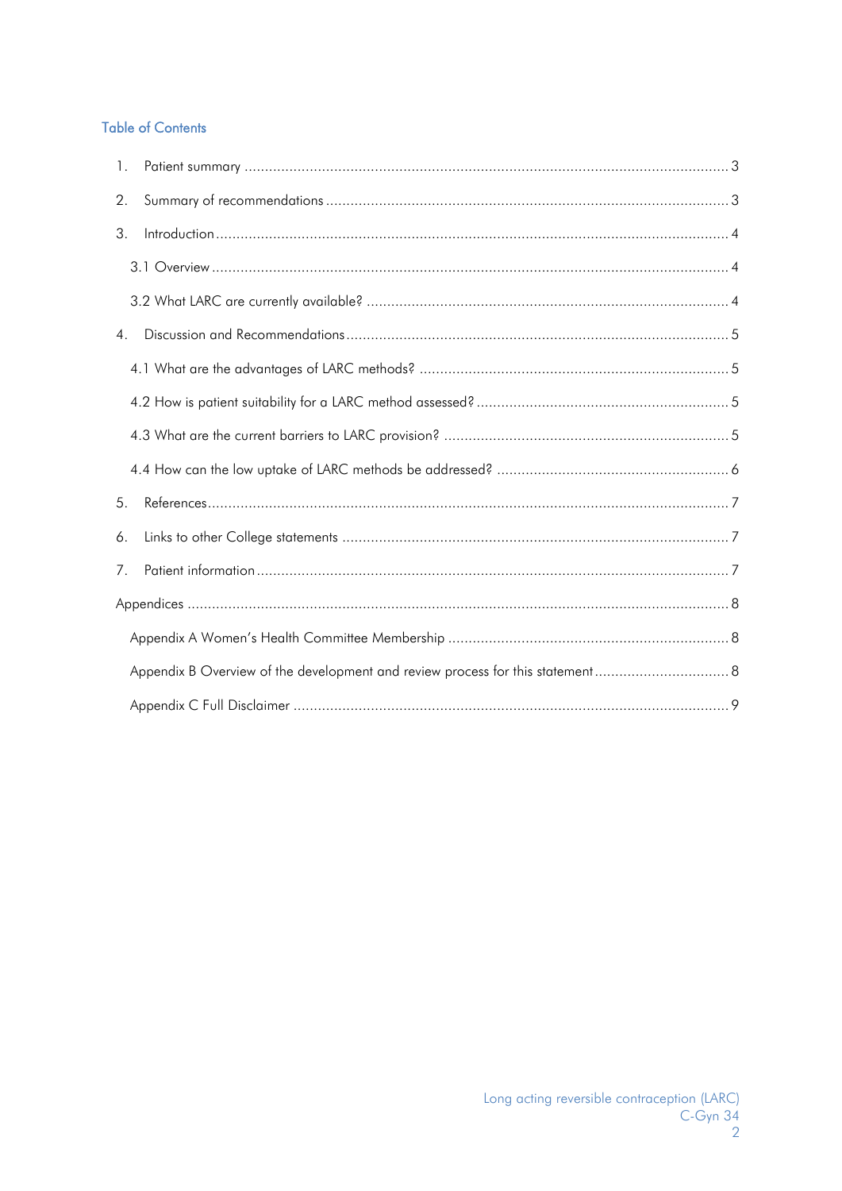## Table of Contents

1. Patient summary ... 3
2. Summary of recommendations ... 3
3. Introduction ... 4
   - 3.1 Overview ... 4
   - 3.2 What LARC are currently available? ... 4
4. Discussion and Recommendations ... 5
   - 4.1 What are the advantages of LARC methods? ... 5
   - 4.2 How is patient suitability for a LARC method assessed? ... 5
   - 4.3 What are the current barriers to LARC provision? ... 5
   - 4.4 How can the low uptake of LARC methods be addressed? ... 6
5. References ... 7
6. Links to other College statements ... 7
7. Patient information ... 7

Appendices ... 8
   - Appendix A Women's Health Committee Membership ... 8
   - Appendix B Overview of the development and review process for this statement ... 8
   - Appendix C Full Disclaimer ... 9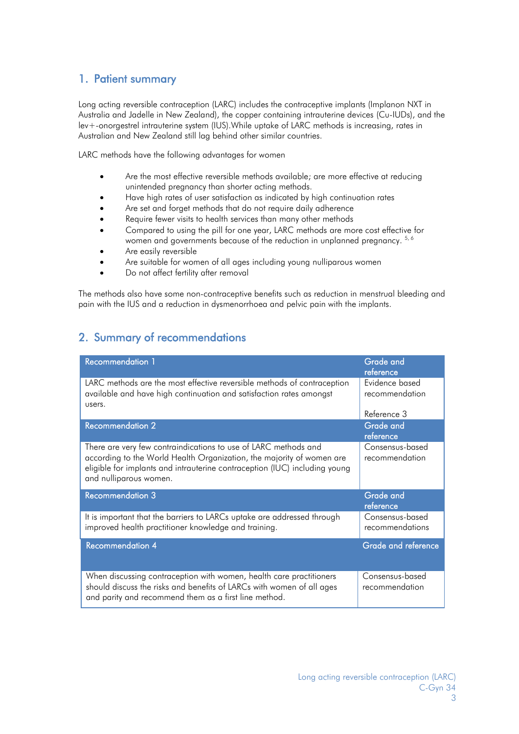## 1. Patient summary

Long acting reversible contraception (LARC) includes the contraceptive implants (Implanon NXT in Australia and Jadelle in New Zealand), the copper containing intrauterine devices (Cu-IUDs), and the lev+-onorgestrel intrauterine system (IUS).While uptake of LARC methods is increasing, rates in Australian and New Zealand still lag behind other similar countries.

LARC methods have the following advantages for women

- Are the most effective reversible methods available; are more effective at reducing unintended pregnancy than shorter acting methods.
- Have high rates of user satisfaction as indicated by high continuation rates
- Are set and forget methods that do not require daily adherence
- Require fewer visits to health services than many other methods
- Compared to using the pill for one year, LARC methods are more cost effective for women and governments because of the reduction in unplanned pregnancy. [5, 6]
- Are easily reversible
- Are suitable for women of all ages including young nulliparous women
- Do not affect fertility after removal

The methods also have some non-contraceptive benefits such as reduction in menstrual bleeding and pain with the IUS and a reduction in dysmenorrhoea and pelvic pain with the implants.

## 2. Summary of recommendations

| Recommendation 1 | Grade and reference |
|---|---|
| LARC methods are the most effective reversible methods of contraception available and have high continuation and satisfaction rates amongst users. | Evidence based recommendation<br><br>Reference 3 |
| **Recommendation 2** | **Grade and reference** |
| There are very few contraindications to use of LARC methods and according to the World Health Organization, the majority of women are eligible for implants and intrauterine contraception (IUC) including young and nulliparous women. | Consensus-based recommendation |
| **Recommendation 3** | **Grade and reference** |
| It is important that the barriers to LARCs uptake are addressed through improved health practitioner knowledge and training. | Consensus-based recommendations |
| **Recommendation 4** | **Grade and reference** |
| When discussing contraception with women, health care practitioners should discuss the risks and benefits of LARCs with women of all ages and parity and recommend them as a first line method. | Consensus-based recommendation |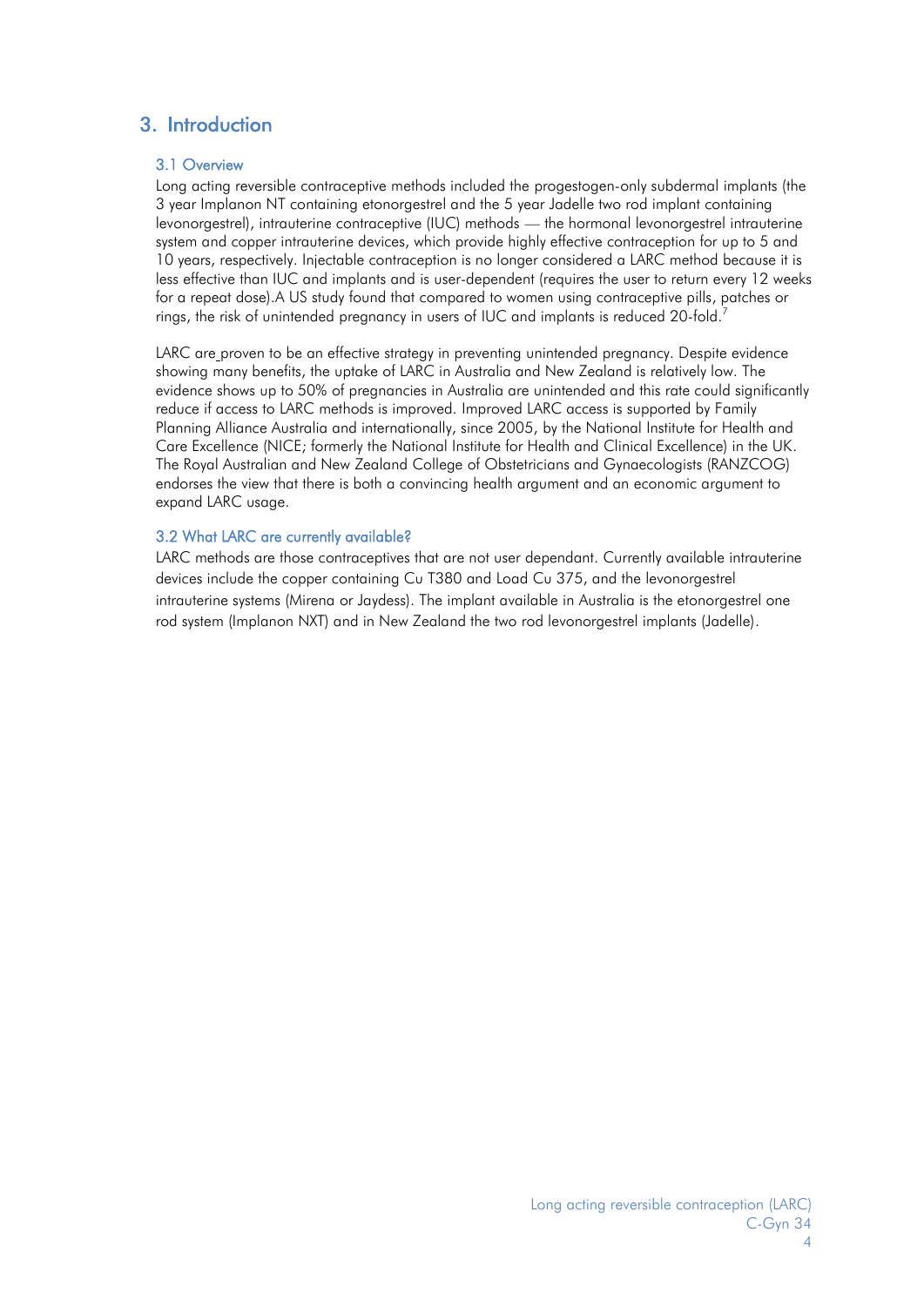## 3. Introduction

### 3.1 Overview

Long acting reversible contraceptive methods included the progestogen-only subdermal implants (the 3 year Implanon NT containing etonorgestrel and the 5 year Jadelle two rod implant containing levonorgestrel), intrauterine contraceptive (IUC) methods — the hormonal levonorgestrel intrauterine system and copper intrauterine devices, which provide highly effective contraception for up to 5 and 10 years, respectively. Injectable contraception is no longer considered a LARC method because it is less effective than IUC and implants and is user-dependent (requires the user to return every 12 weeks for a repeat dose).A US study found that compared to women using contraceptive pills, patches or rings, the risk of unintended pregnancy in users of IUC and implants is reduced 20-fold.[7]

LARC are proven to be an effective strategy in preventing unintended pregnancy. Despite evidence showing many benefits, the uptake of LARC in Australia and New Zealand is relatively low. The evidence shows up to 50% of pregnancies in Australia are unintended and this rate could significantly reduce if access to LARC methods is improved. Improved LARC access is supported by Family Planning Alliance Australia and internationally, since 2005, by the National Institute for Health and Care Excellence (NICE; formerly the National Institute for Health and Clinical Excellence) in the UK. The Royal Australian and New Zealand College of Obstetricians and Gynaecologists (RANZCOG) endorses the view that there is both a convincing health argument and an economic argument to expand LARC usage.

### 3.2 What LARC are currently available?

LARC methods are those contraceptives that are not user dependant. Currently available intrauterine devices include the copper containing Cu T380 and Load Cu 375, and the levonorgestrel intrauterine systems (Mirena or Jaydess). The implant available in Australia is the etonorgestrel one rod system (Implanon NXT) and in New Zealand the two rod levonorgestrel implants (Jadelle).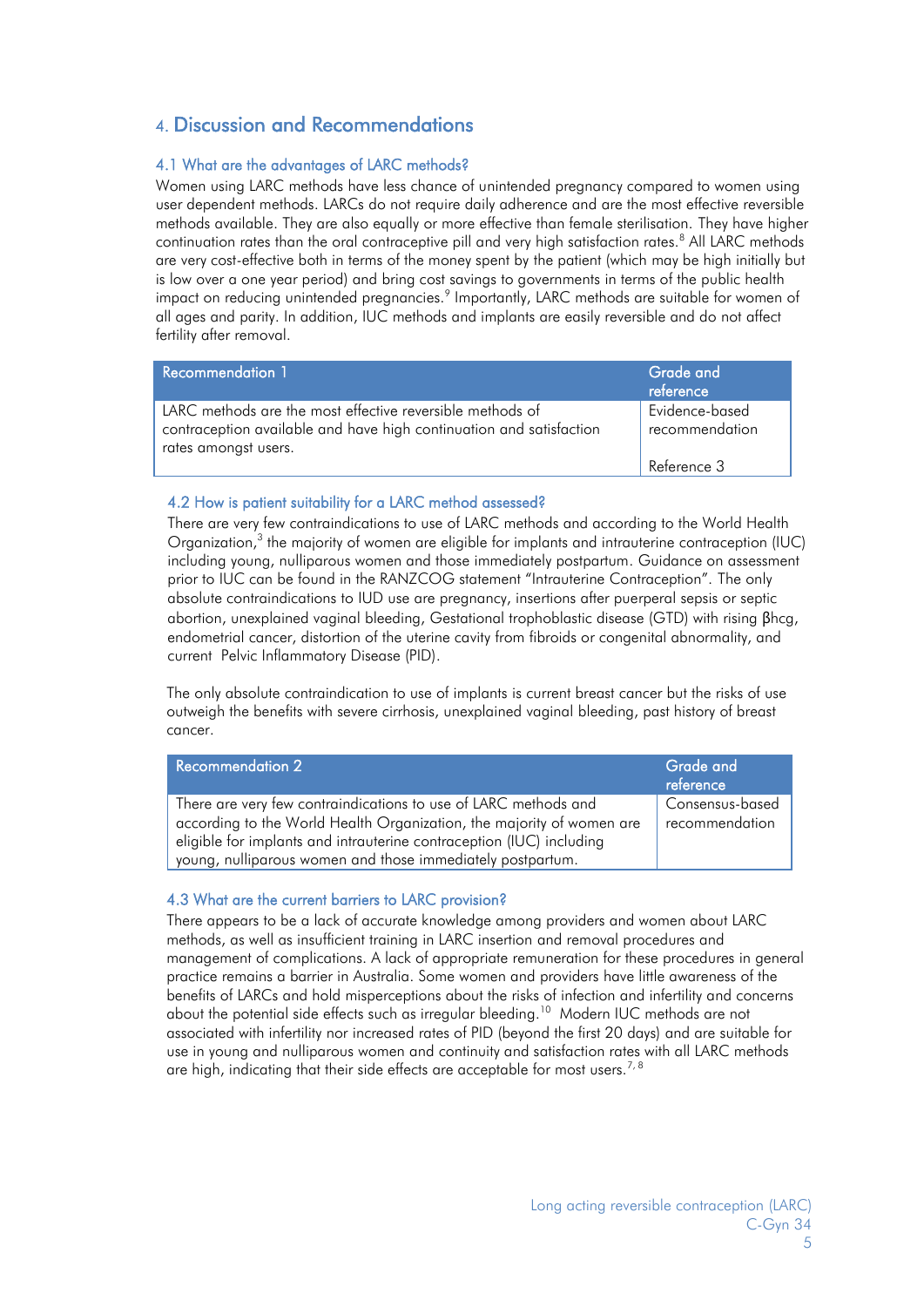## 4. Discussion and Recommendations

### 4.1 What are the advantages of LARC methods?

Women using LARC methods have less chance of unintended pregnancy compared to women using user dependent methods. LARCs do not require daily adherence and are the most effective reversible methods available. They are also equally or more effective than female sterilisation. They have higher continuation rates than the oral contraceptive pill and very high satisfaction rates.[8] All LARC methods are very cost-effective both in terms of the money spent by the patient (which may be high initially but is low over a one year period) and bring cost savings to governments in terms of the public health impact on reducing unintended pregnancies.[9] Importantly, LARC methods are suitable for women of all ages and parity. In addition, IUC methods and implants are easily reversible and do not affect fertility after removal.

| Recommendation 1 | Grade and reference |
| --- | --- |
| LARC methods are the most effective reversible methods of contraception available and have high continuation and satisfaction rates amongst users. | Evidence-based recommendation<br><br>Reference 3 |

### 4.2 How is patient suitability for a LARC method assessed?

There are very few contraindications to use of LARC methods and according to the World Health Organization,[3] the majority of women are eligible for implants and intrauterine contraception (IUC) including young, nulliparous women and those immediately postpartum. Guidance on assessment prior to IUC can be found in the RANZCOG statement "Intrauterine Contraception". The only absolute contraindications to IUD use are pregnancy, insertions after puerperal sepsis or septic abortion, unexplained vaginal bleeding, Gestational trophoblastic disease (GTD) with rising βhcg, endometrial cancer, distortion of the uterine cavity from fibroids or congenital abnormality, and current Pelvic Inflammatory Disease (PID).

The only absolute contraindication to use of implants is current breast cancer but the risks of use outweigh the benefits with severe cirrhosis, unexplained vaginal bleeding, past history of breast cancer.

| Recommendation 2 | Grade and reference |
| --- | --- |
| There are very few contraindications to use of LARC methods and according to the World Health Organization, the majority of women are eligible for implants and intrauterine contraception (IUC) including young, nulliparous women and those immediately postpartum. | Consensus-based recommendation |

### 4.3 What are the current barriers to LARC provision?

There appears to be a lack of accurate knowledge among providers and women about LARC methods, as well as insufficient training in LARC insertion and removal procedures and management of complications. A lack of appropriate remuneration for these procedures in general practice remains a barrier in Australia. Some women and providers have little awareness of the benefits of LARCs and hold misperceptions about the risks of infection and infertility and concerns about the potential side effects such as irregular bleeding.[10] Modern IUC methods are not associated with infertility nor increased rates of PID (beyond the first 20 days) and are suitable for use in young and nulliparous women and continuity and satisfaction rates with all LARC methods are high, indicating that their side effects are acceptable for most users.[7, 8]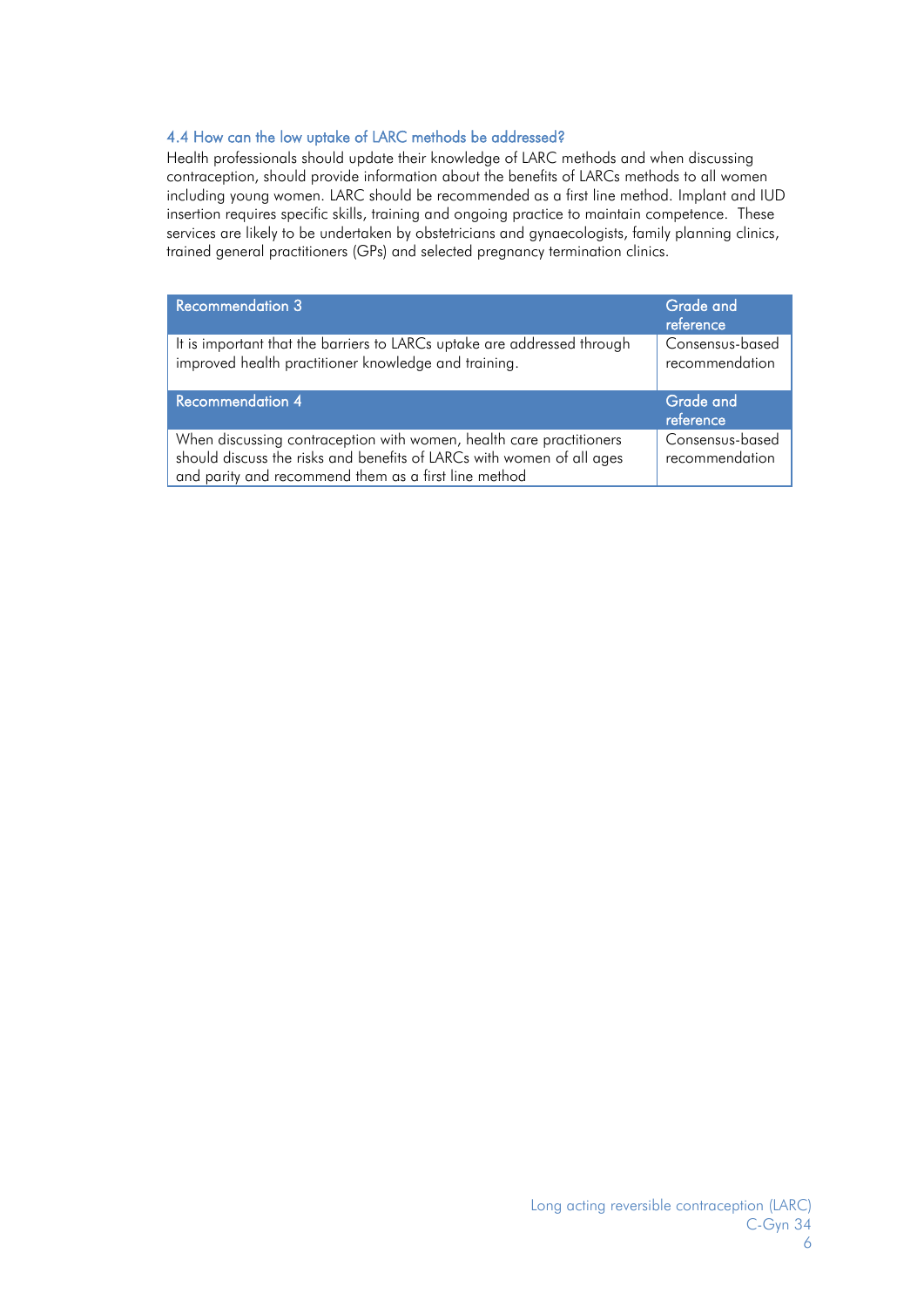### 4.4 How can the low uptake of LARC methods be addressed?

Health professionals should update their knowledge of LARC methods and when discussing contraception, should provide information about the benefits of LARCs methods to all women including young women. LARC should be recommended as a first line method. Implant and IUD insertion requires specific skills, training and ongoing practice to maintain competence. These services are likely to be undertaken by obstetricians and gynaecologists, family planning clinics, trained general practitioners (GPs) and selected pregnancy termination clinics.

| Recommendation 3 | Grade and reference |
|---|---|
| It is important that the barriers to LARCs uptake are addressed through improved health practitioner knowledge and training. | Consensus-based recommendation |

| Recommendation 4 | Grade and reference |
|---|---|
| When discussing contraception with women, health care practitioners should discuss the risks and benefits of LARCs with women of all ages and parity and recommend them as a first line method | Consensus-based recommendation |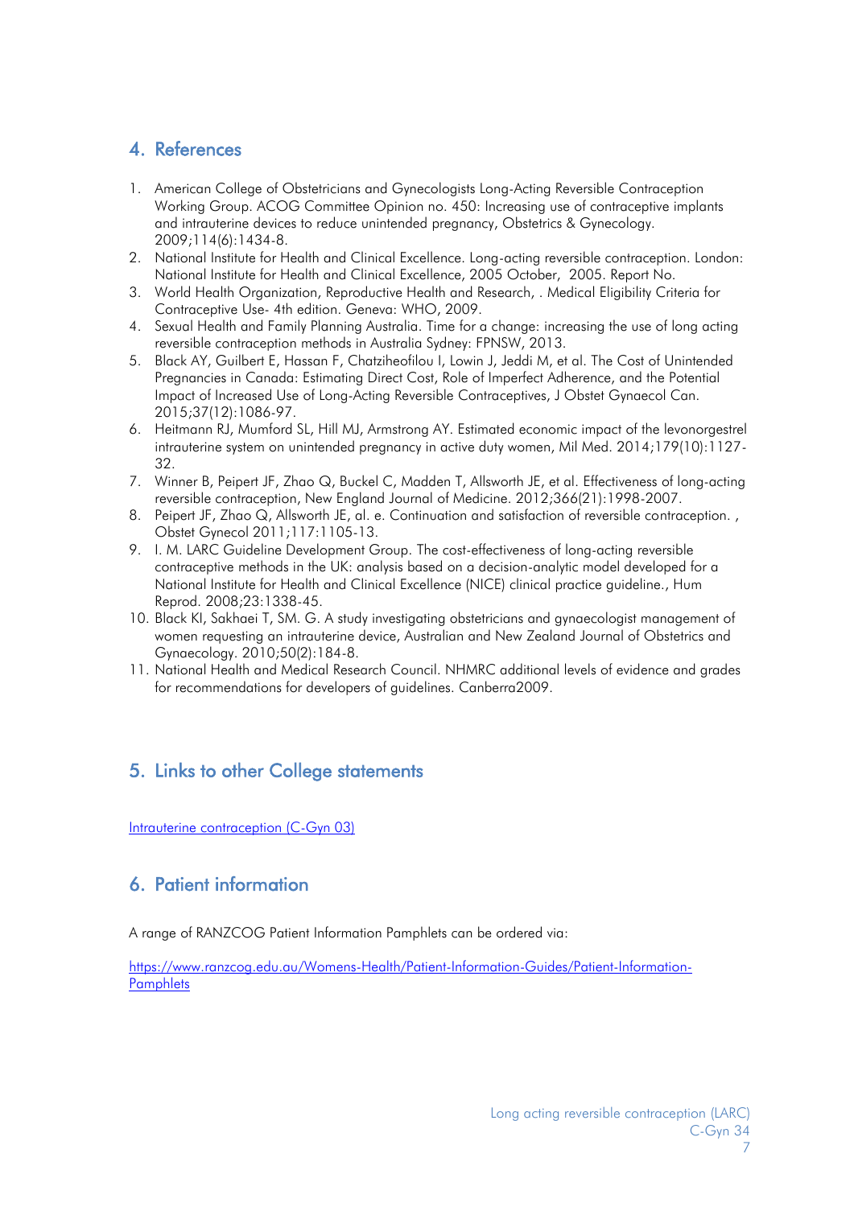## 4. References

1. American College of Obstetricians and Gynecologists Long-Acting Reversible Contraception Working Group. ACOG Committee Opinion no. 450: Increasing use of contraceptive implants and intrauterine devices to reduce unintended pregnancy, Obstetrics & Gynecology. 2009;114(6):1434-8.
2. National Institute for Health and Clinical Excellence. Long-acting reversible contraception. London: National Institute for Health and Clinical Excellence, 2005 October, 2005. Report No.
3. World Health Organization, Reproductive Health and Research, . Medical Eligibility Criteria for Contraceptive Use- 4th edition. Geneva: WHO, 2009.
4. Sexual Health and Family Planning Australia. Time for a change: increasing the use of long acting reversible contraception methods in Australia Sydney: FPNSW, 2013.
5. Black AY, Guilbert E, Hassan F, Chatziheofilou I, Lowin J, Jeddi M, et al. The Cost of Unintended Pregnancies in Canada: Estimating Direct Cost, Role of Imperfect Adherence, and the Potential Impact of Increased Use of Long-Acting Reversible Contraceptives, J Obstet Gynaecol Can. 2015;37(12):1086-97.
6. Heitmann RJ, Mumford SL, Hill MJ, Armstrong AY. Estimated economic impact of the levonorgestrel intrauterine system on unintended pregnancy in active duty women, Mil Med. 2014;179(10):1127-32.
7. Winner B, Peipert JF, Zhao Q, Buckel C, Madden T, Allsworth JE, et al. Effectiveness of long-acting reversible contraception, New England Journal of Medicine. 2012;366(21):1998-2007.
8. Peipert JF, Zhao Q, Allsworth JE, al. e. Continuation and satisfaction of reversible contraception. , Obstet Gynecol 2011;117:1105-13.
9. I. M. LARC Guideline Development Group. The cost-effectiveness of long-acting reversible contraceptive methods in the UK: analysis based on a decision-analytic model developed for a National Institute for Health and Clinical Excellence (NICE) clinical practice guideline., Hum Reprod. 2008;23:1338-45.
10. Black KI, Sakhaei T, SM. G. A study investigating obstetricians and gynaecologist management of women requesting an intrauterine device, Australian and New Zealand Journal of Obstetrics and Gynaecology. 2010;50(2):184-8.
11. National Health and Medical Research Council. NHMRC additional levels of evidence and grades for recommendations for developers of guidelines. Canberra2009.

## 5. Links to other College statements

[Intrauterine contraception (C-Gyn 03)]

## 6. Patient information

A range of RANZCOG Patient Information Pamphlets can be ordered via:

https://www.ranzcog.edu.au/Womens-Health/Patient-Information-Guides/Patient-Information-Pamphlets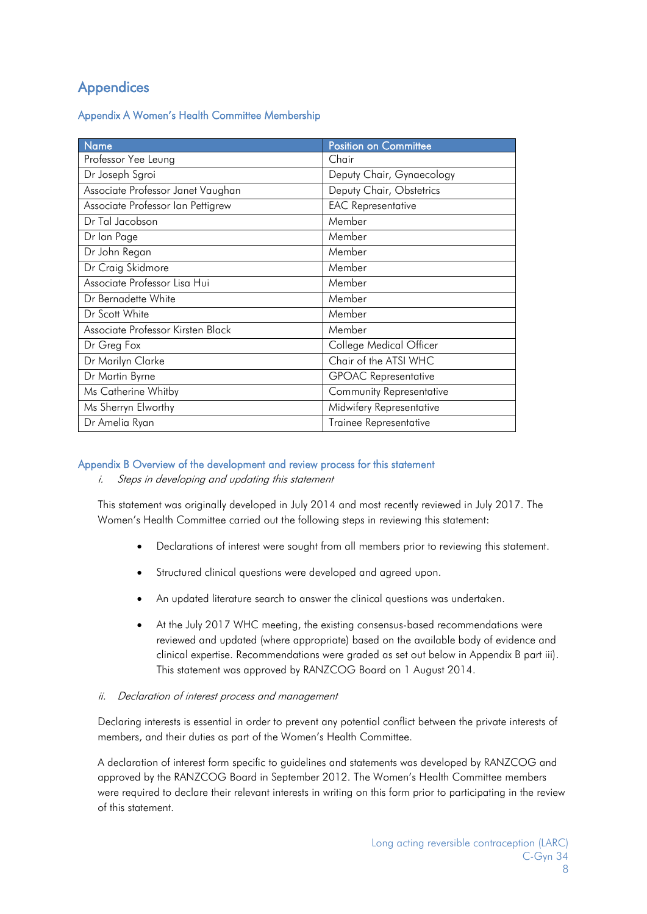# Appendices

## Appendix A Women's Health Committee Membership

| Name | Position on Committee |
|---|---|
| Professor Yee Leung | Chair |
| Dr Joseph Sgroi | Deputy Chair, Gynaecology |
| Associate Professor Janet Vaughan | Deputy Chair, Obstetrics |
| Associate Professor Ian Pettigrew | EAC Representative |
| Dr Tal Jacobson | Member |
| Dr Ian Page | Member |
| Dr John Regan | Member |
| Dr Craig Skidmore | Member |
| Associate Professor Lisa Hui | Member |
| Dr Bernadette White | Member |
| Dr Scott White | Member |
| Associate Professor Kirsten Black | Member |
| Dr Greg Fox | College Medical Officer |
| Dr Marilyn Clarke | Chair of the ATSI WHC |
| Dr Martin Byrne | GPOAC Representative |
| Ms Catherine Whitby | Community Representative |
| Ms Sherryn Elworthy | Midwifery Representative |
| Dr Amelia Ryan | Trainee Representative |

## Appendix B Overview of the development and review process for this statement

*i. Steps in developing and updating this statement*

This statement was originally developed in July 2014 and most recently reviewed in July 2017. The Women's Health Committee carried out the following steps in reviewing this statement:

- Declarations of interest were sought from all members prior to reviewing this statement.
- Structured clinical questions were developed and agreed upon.
- An updated literature search to answer the clinical questions was undertaken.
- At the July 2017 WHC meeting, the existing consensus-based recommendations were reviewed and updated (where appropriate) based on the available body of evidence and clinical expertise. Recommendations were graded as set out below in Appendix B part iii). This statement was approved by RANZCOG Board on 1 August 2014.

*ii. Declaration of interest process and management*

Declaring interests is essential in order to prevent any potential conflict between the private interests of members, and their duties as part of the Women's Health Committee.

A declaration of interest form specific to guidelines and statements was developed by RANZCOG and approved by the RANZCOG Board in September 2012. The Women's Health Committee members were required to declare their relevant interests in writing on this form prior to participating in the review of this statement.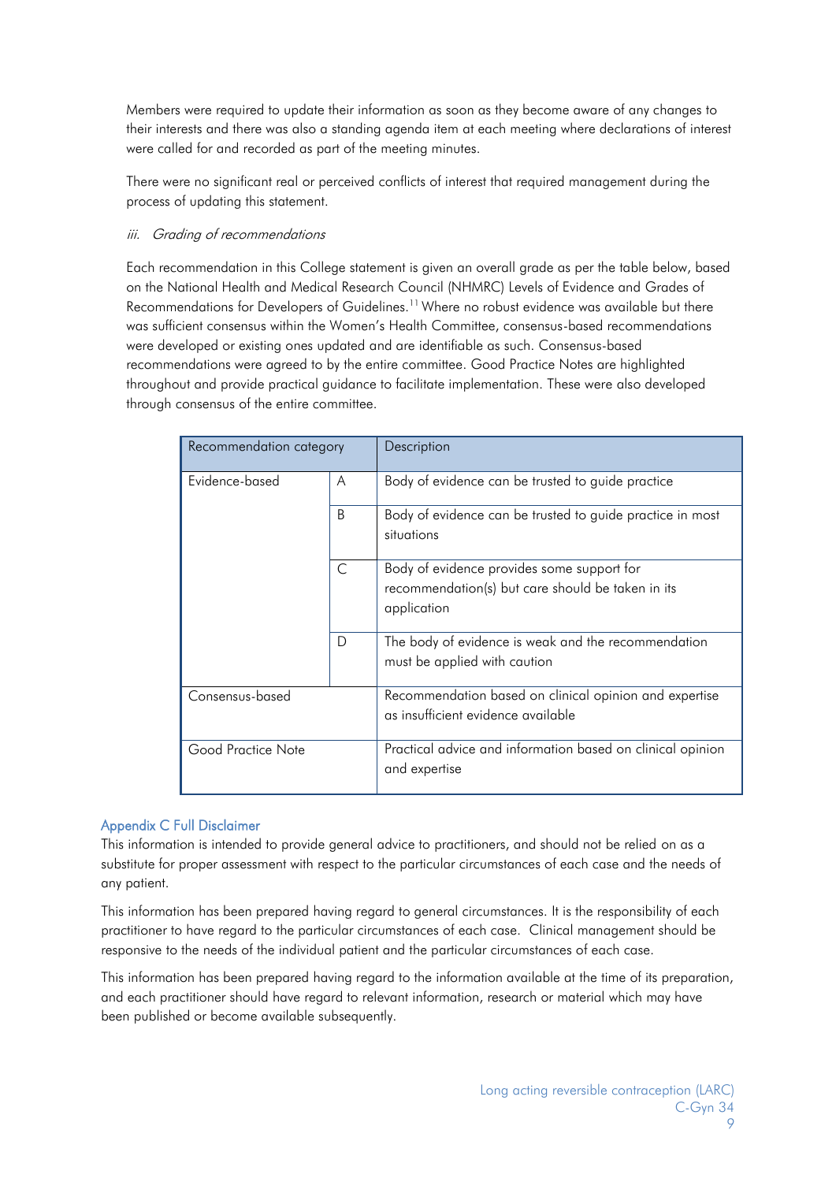Members were required to update their information as soon as they become aware of any changes to their interests and there was also a standing agenda item at each meeting where declarations of interest were called for and recorded as part of the meeting minutes.

There were no significant real or perceived conflicts of interest that required management during the process of updating this statement.

*iii. Grading of recommendations*

Each recommendation in this College statement is given an overall grade as per the table below, based on the National Health and Medical Research Council (NHMRC) Levels of Evidence and Grades of Recommendations for Developers of Guidelines.[11] Where no robust evidence was available but there was sufficient consensus within the Women's Health Committee, consensus-based recommendations were developed or existing ones updated and are identifiable as such. Consensus-based recommendations were agreed to by the entire committee. Good Practice Notes are highlighted throughout and provide practical guidance to facilitate implementation. These were also developed through consensus of the entire committee.

| Recommendation category | | Description |
|---|---|---|
| Evidence-based | A | Body of evidence can be trusted to guide practice |
| | B | Body of evidence can be trusted to guide practice in most situations |
| | C | Body of evidence provides some support for recommendation(s) but care should be taken in its application |
| | D | The body of evidence is weak and the recommendation must be applied with caution |
| Consensus-based | | Recommendation based on clinical opinion and expertise as insufficient evidence available |
| Good Practice Note | | Practical advice and information based on clinical opinion and expertise |

## Appendix C Full Disclaimer

This information is intended to provide general advice to practitioners, and should not be relied on as a substitute for proper assessment with respect to the particular circumstances of each case and the needs of any patient.

This information has been prepared having regard to general circumstances. It is the responsibility of each practitioner to have regard to the particular circumstances of each case. Clinical management should be responsive to the needs of the individual patient and the particular circumstances of each case.

This information has been prepared having regard to the information available at the time of its preparation, and each practitioner should have regard to relevant information, research or material which may have been published or become available subsequently.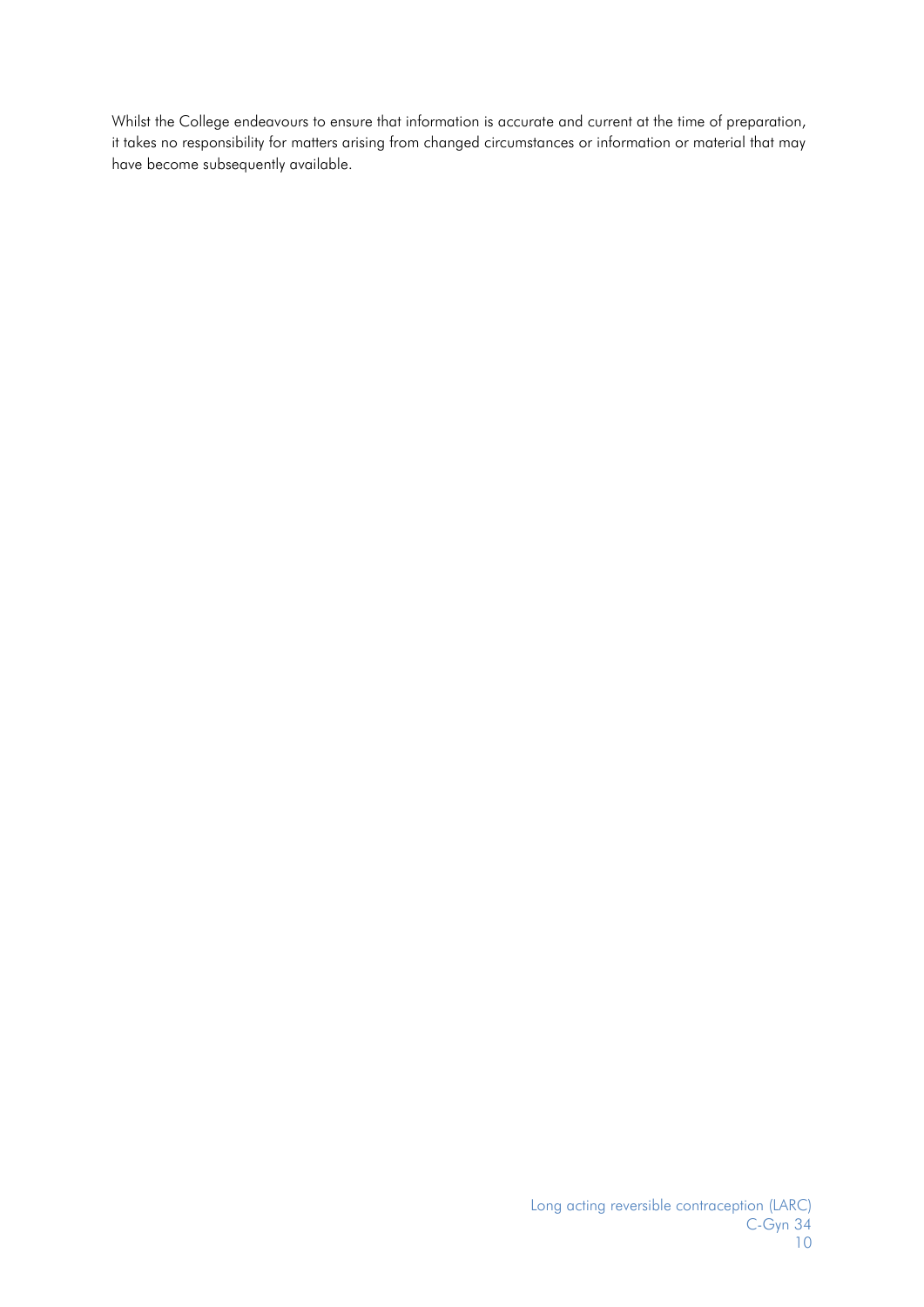Whilst the College endeavours to ensure that information is accurate and current at the time of preparation, it takes no responsibility for matters arising from changed circumstances or information or material that may have become subsequently available.